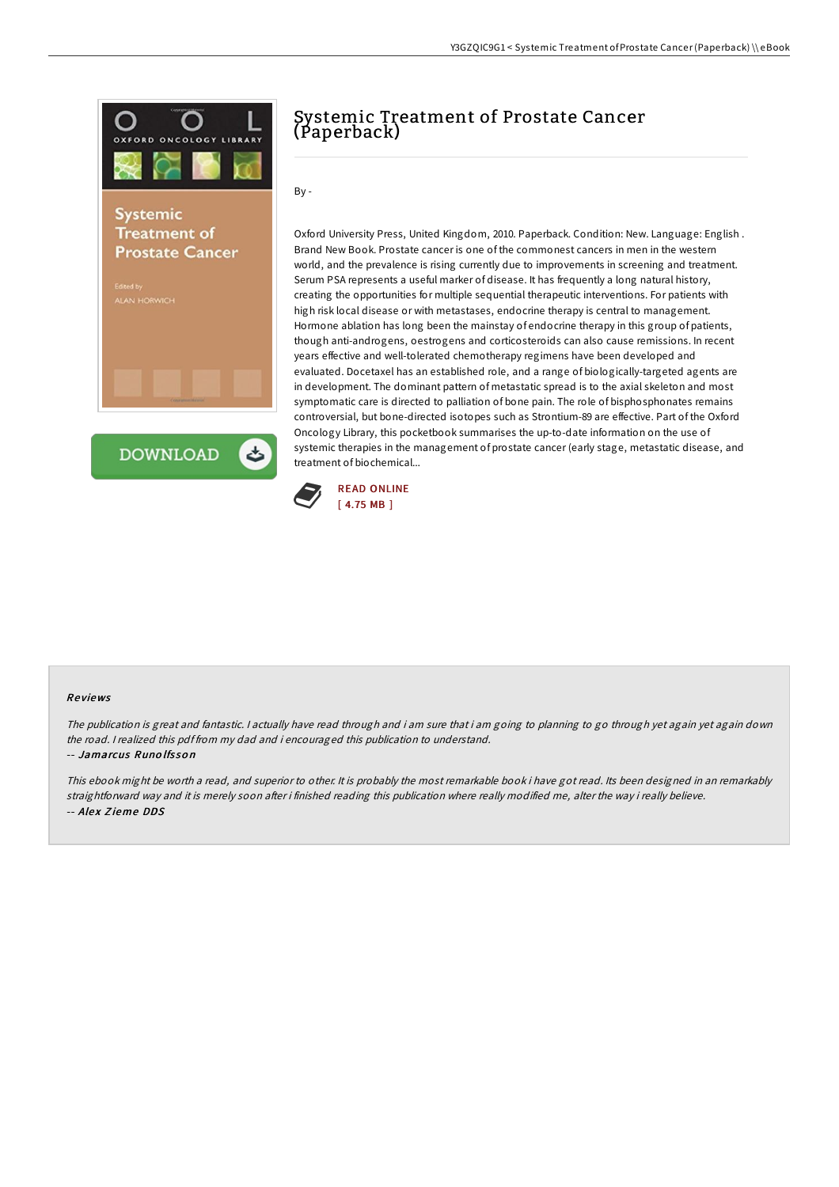# Systemic Treatment of Prostate Cancer (Paperback)

By -

Oxford University Press, United Kingdom, 2010. Paperback. Condition: New. Language: English . Brand New Book. Prostate cancer is one of the commonest cancers in men in the western world, and the prevalence is rising currently due to improvements in screening and treatment. Serum PSA represents a useful marker of disease. It has frequently a long natural history, creating the opportunities for multiple sequential therapeutic interventions. For patients with high risk local disease or with metastases, endocrine therapy is central to management. Hormone ablation has long been the mainstay of endocrine therapy in this group of patients, though anti-androgens, oestrogens and corticosteroids can also cause remissions. In recent years effective and well-tolerated chemotherapy regimens have been developed and evaluated. Docetaxel has an established role, and a range of biologically-targeted agents are in development. The dominant pattern of metastatic spread is to the axial skeleton and most symptomatic care is directed to palliation of bone pain. The role of bisphosphonates remains controversial, but bone-directed isotopes such as Strontium-89 are effective. Part of the Oxford Oncology Library, this pocketbook summarises the up-to-date information on the use of systemic therapies in the management of prostate cancer (early stage, metastatic disease, and treatment of biochemical...

READ ONLINE
[ 4.75 MB ]

## Reviews

*The publication is great and fantastic. I actually have read through and i am sure that i am going to planning to go through yet again yet again down the road. I realized this pdf from my dad and i encouraged this publication to understand.*

-- ***Jamarcus Runolfsson***

*This ebook might be worth a read, and superior to other. It is probably the most remarkable book i have got read. Its been designed in an remarkably straightforward way and it is merely soon after i finished reading this publication where really modified me, alter the way i really believe.*

-- ***Alex Zieme DDS***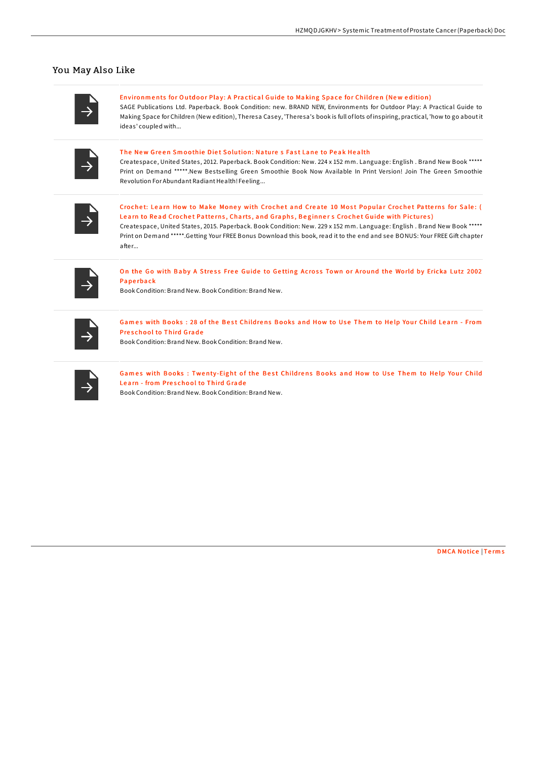## You May Also Like

**Environments for Outdoor Play: A Practical Guide to Making Space for Children (New edition)**

SAGE Publications Ltd. Paperback. Book Condition: new. BRAND NEW, Environments for Outdoor Play: A Practical Guide to Making Space for Children (New edition), Theresa Casey, 'Theresa's book is full of lots of inspiring, practical, 'how to go about it ideas' coupled with...

**The New Green Smoothie Diet Solution: Nature s Fast Lane to Peak Health**

Createspace, United States, 2012. Paperback. Book Condition: New. 224 x 152 mm. Language: English . Brand New Book ***** Print on Demand *****.New Bestselling Green Smoothie Book Now Available In Print Version! Join The Green Smoothie Revolution For Abundant Radiant Health! Feeling...

**Crochet: Learn How to Make Money with Crochet and Create 10 Most Popular Crochet Patterns for Sale: ( Learn to Read Crochet Patterns, Charts, and Graphs, Beginner s Crochet Guide with Pictures)**

Createspace, United States, 2015. Paperback. Book Condition: New. 229 x 152 mm. Language: English . Brand New Book ***** Print on Demand *****.Getting Your FREE Bonus Download this book, read it to the end and see BONUS: Your FREE Gift chapter after...

**On the Go with Baby A Stress Free Guide to Getting Across Town or Around the World by Ericka Lutz 2002 Paperback**

Book Condition: Brand New. Book Condition: Brand New.

**Games with Books : 28 of the Best Childrens Books and How to Use Them to Help Your Child Learn - From Preschool to Third Grade**

Book Condition: Brand New. Book Condition: Brand New.

**Games with Books : Twenty-Eight of the Best Childrens Books and How to Use Them to Help Your Child Learn - from Preschool to Third Grade**

Book Condition: Brand New. Book Condition: Brand New.